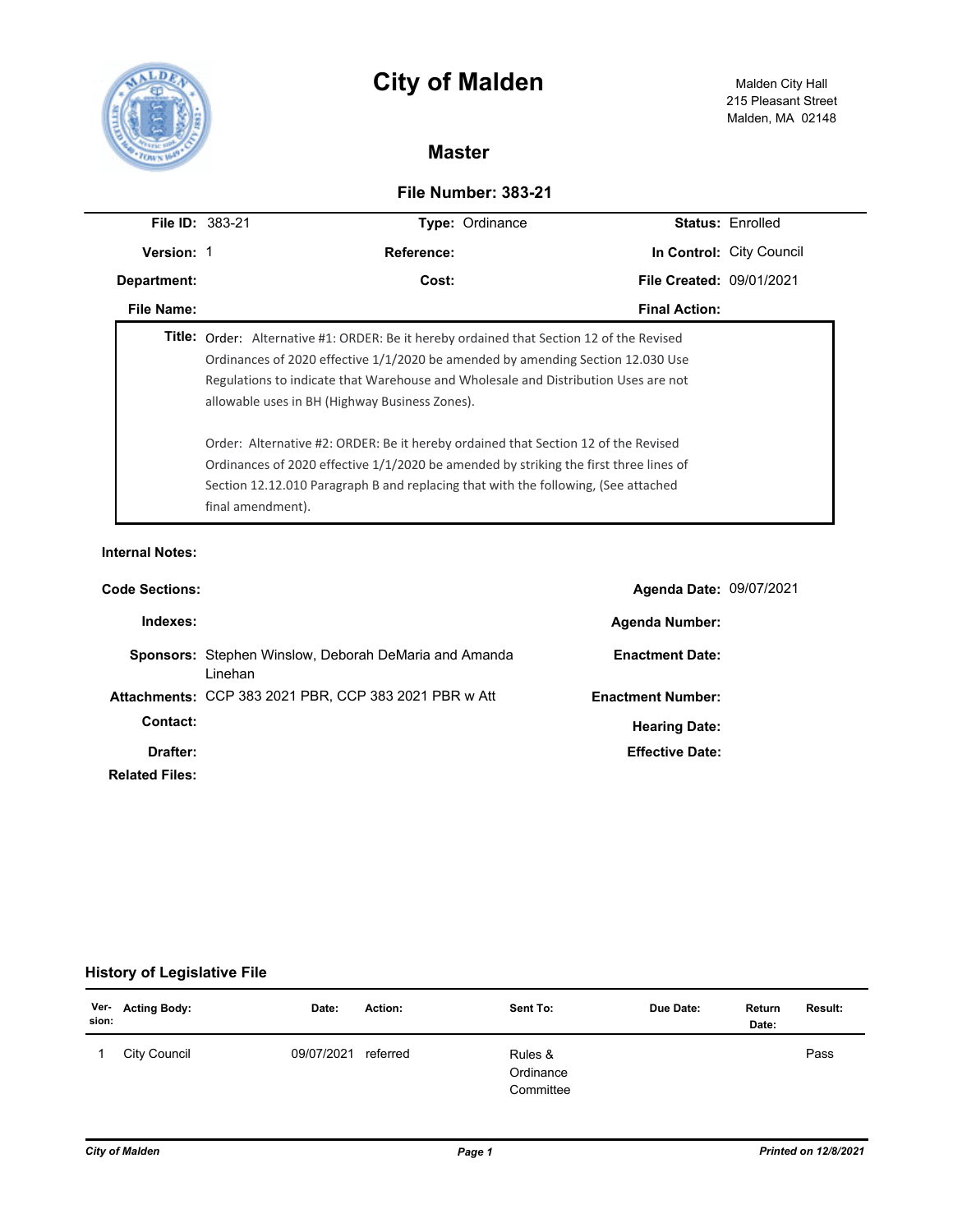# City of Malden

Malden City Hall
215 Pleasant Street
Malden, MA 02148

## Master

### File Number: 383-21

| | | | | | |
|---|---|---|---|---|---|
| **File ID:** | 383-21 | **Type:** | Ordinance | **Status:** | Enrolled |
| **Version:** | 1 | **Reference:** | | **In Control:** | City Council |
| **Department:** | | **Cost:** | | **File Created:** | 09/01/2021 |
| **File Name:** | | | | **Final Action:** | |

**Title:** Order: Alternative #1: ORDER: Be it hereby ordained that Section 12 of the Revised Ordinances of 2020 effective 1/1/2020 be amended by amending Section 12.030 Use Regulations to indicate that Warehouse and Wholesale and Distribution Uses are not allowable uses in BH (Highway Business Zones).

Order: Alternative #2: ORDER: Be it hereby ordained that Section 12 of the Revised Ordinances of 2020 effective 1/1/2020 be amended by striking the first three lines of Section 12.12.010 Paragraph B and replacing that with the following, (See attached final amendment).

**Internal Notes:**

| | | | |
|---|---|---|---|
| **Code Sections:** | | **Agenda Date:** | 09/07/2021 |
| **Indexes:** | | **Agenda Number:** | |
| **Sponsors:** | Stephen Winslow, Deborah DeMaria and Amanda Linehan | **Enactment Date:** | |
| **Attachments:** | CCP 383 2021 PBR, CCP 383 2021 PBR w Att | **Enactment Number:** | |
| **Contact:** | | **Hearing Date:** | |
| **Drafter:** | | **Effective Date:** | |
| **Related Files:** | | | |

### History of Legislative File

| Ver-sion: | Acting Body: | Date: | Action: | Sent To: | Due Date: | Return Date: | Result: |
|---|---|---|---|---|---|---|---|
| 1 | City Council | 09/07/2021 | referred | Rules & Ordinance Committee | | | Pass |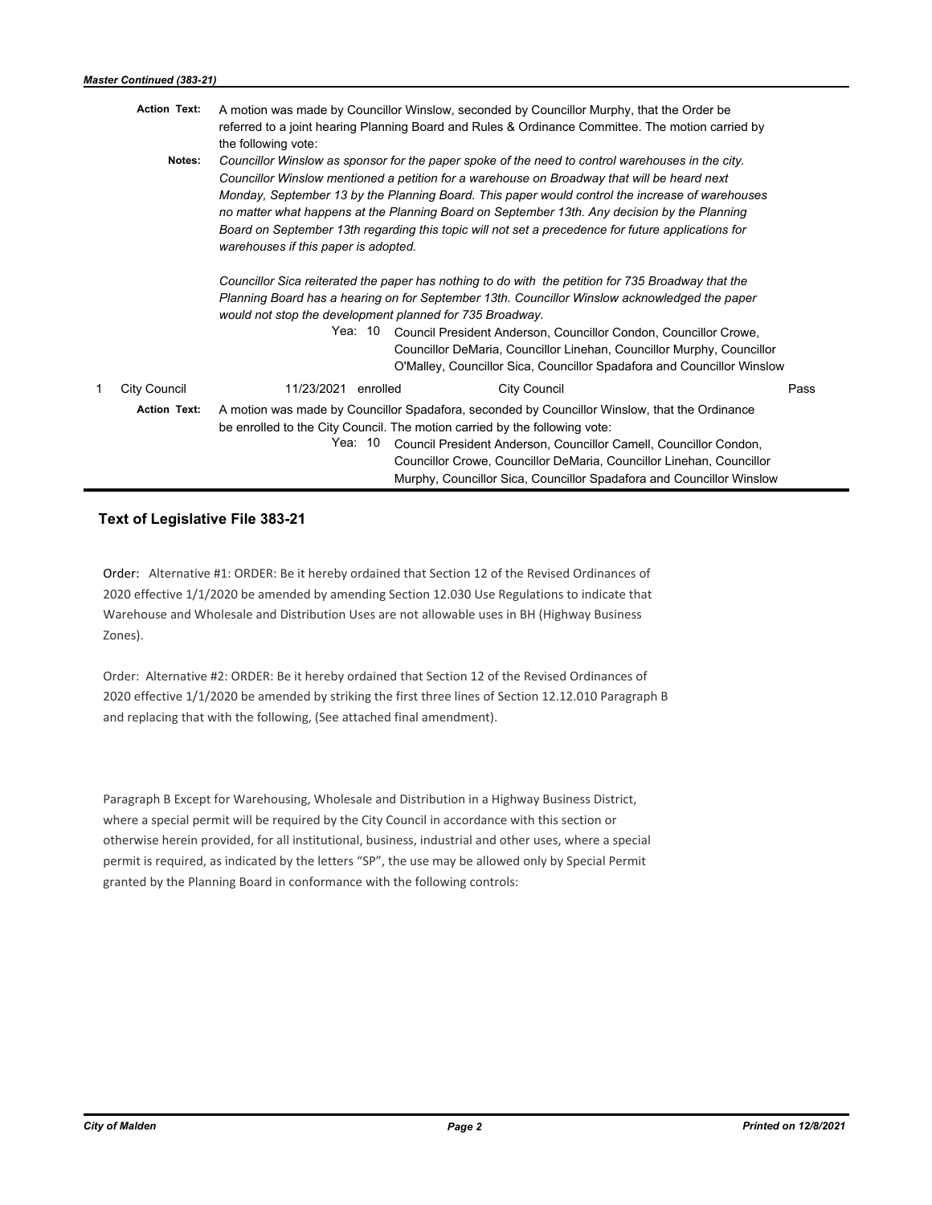***Master Continued (383-21)***

**Action Text:** A motion was made by Councillor Winslow, seconded by Councillor Murphy, that the Order be referred to a joint hearing Planning Board and Rules & Ordinance Committee. The motion carried by the following vote:

**Notes:** *Councillor Winslow as sponsor for the paper spoke of the need to control warehouses in the city. Councillor Winslow mentioned a petition for a warehouse on Broadway that will be heard next Monday, September 13 by the Planning Board. This paper would control the increase of warehouses no matter what happens at the Planning Board on September 13th. Any decision by the Planning Board on September 13th regarding this topic will not set a precedence for future applications for warehouses if this paper is adopted.*

*Councillor Sica reiterated the paper has nothing to do with the petition for 735 Broadway that the Planning Board has a hearing on for September 13th. Councillor Winslow acknowledged the paper would not stop the development planned for 735 Broadway.*

Yea: 10 Council President Anderson, Councillor Condon, Councillor Crowe, Councillor DeMaria, Councillor Linehan, Councillor Murphy, Councillor O'Malley, Councillor Sica, Councillor Spadafora and Councillor Winslow

| | | | | | | |
|---|---|---|---|---|---|---|
| 1 | City Council | 11/23/2021 | enrolled | City Council | | Pass |

**Action Text:** A motion was made by Councillor Spadafora, seconded by Councillor Winslow, that the Ordinance be enrolled to the City Council. The motion carried by the following vote:

Yea: 10 Council President Anderson, Councillor Camell, Councillor Condon, Councillor Crowe, Councillor DeMaria, Councillor Linehan, Councillor Murphy, Councillor Sica, Councillor Spadafora and Councillor Winslow

## Text of Legislative File 383-21

Order: Alternative #1: ORDER: Be it hereby ordained that Section 12 of the Revised Ordinances of 2020 effective 1/1/2020 be amended by amending Section 12.030 Use Regulations to indicate that Warehouse and Wholesale and Distribution Uses are not allowable uses in BH (Highway Business Zones).

Order: Alternative #2: ORDER: Be it hereby ordained that Section 12 of the Revised Ordinances of 2020 effective 1/1/2020 be amended by striking the first three lines of Section 12.12.010 Paragraph B and replacing that with the following, (See attached final amendment).

Paragraph B Except for Warehousing, Wholesale and Distribution in a Highway Business District, where a special permit will be required by the City Council in accordance with this section or otherwise herein provided, for all institutional, business, industrial and other uses, where a special permit is required, as indicated by the letters "SP", the use may be allowed only by Special Permit granted by the Planning Board in conformance with the following controls: